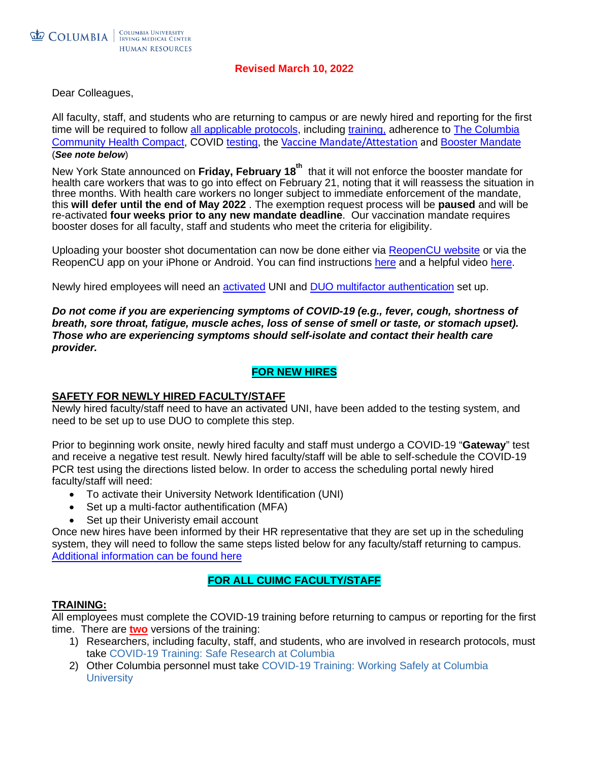COLUMBIA | Columbia University Irving Medical Center Human Resources

**Revised March 10, 2022**

Dear Colleagues,

All faculty, staff, and students who are returning to campus or are newly hired and reporting for the first time will be required to follow all applicable protocols, including training, adherence to The Columbia Community Health Compact, COVID testing, the Vaccine Mandate/Attestation and Booster Mandate (***See note below***)

New York State announced on **Friday, February 18th** that it will not enforce the booster mandate for health care workers that was to go into effect on February 21, noting that it will reassess the situation in three months. With health care workers no longer subject to immediate enforcement of the mandate, this **will defer until the end of May 2022** . The exemption request process will be **paused** and will be re-activated **four weeks prior to any new mandate deadline**. Our vaccination mandate requires booster doses for all faculty, staff and students who meet the criteria for eligibility.

Uploading your booster shot documentation can now be done either via ReopenCU website or via the ReopenCU app on your iPhone or Android. You can find instructions here and a helpful video here.

Newly hired employees will need an activated UNI and DUO multifactor authentication set up.

***Do not come if you are experiencing symptoms of COVID-19 (e.g., fever, cough, shortness of breath, sore throat, fatigue, muscle aches, loss of sense of smell or taste, or stomach upset). Those who are experiencing symptoms should self-isolate and contact their health care provider.***

## FOR NEW HIRES

### SAFETY FOR NEWLY HIRED FACULTY/STAFF

Newly hired faculty/staff need to have an activated UNI, have been added to the testing system, and need to be set up to use DUO to complete this step.

Prior to beginning work onsite, newly hired faculty and staff must undergo a COVID-19 "**Gateway**" test and receive a negative test result. Newly hired faculty/staff will be able to self-schedule the COVID-19 PCR test using the directions listed below. In order to access the scheduling portal newly hired faculty/staff will need:

- To activate their University Network Identification (UNI)
- Set up a multi-factor authentification (MFA)
- Set up their Univeristy email account

Once new hires have been informed by their HR representative that they are set up in the scheduling system, they will need to follow the same steps listed below for any faculty/staff returning to campus. Additional information can be found here

## FOR ALL CUIMC FACULTY/STAFF

### TRAINING:

All employees must complete the COVID-19 training before returning to campus or reporting for the first time. There are **two** versions of the training:

1) Researchers, including faculty, staff, and students, who are involved in research protocols, must take COVID-19 Training: Safe Research at Columbia
2) Other Columbia personnel must take COVID-19 Training: Working Safely at Columbia University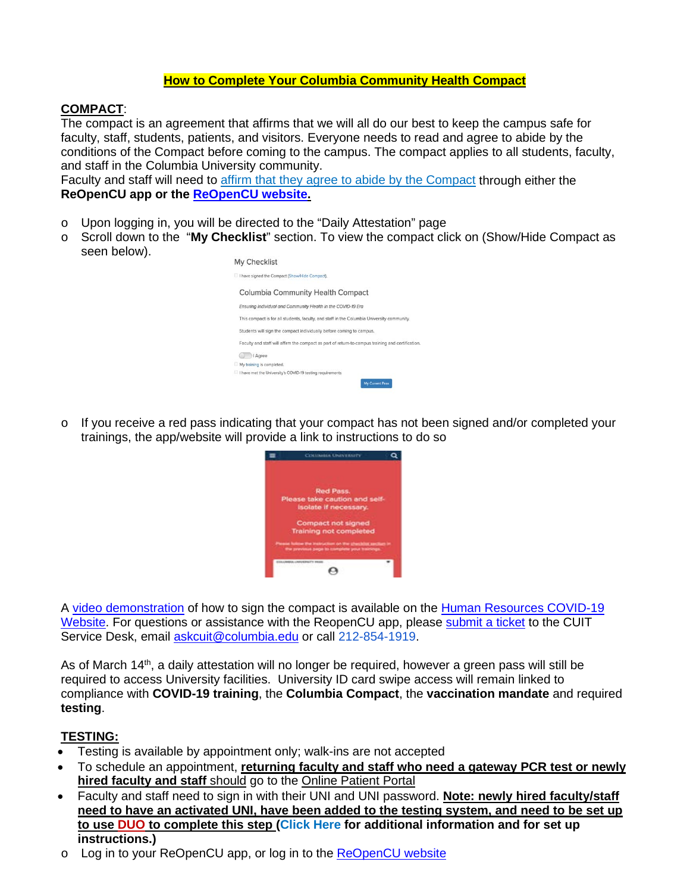**How to Complete Your Columbia Community Health Compact**

**COMPACT**:

The compact is an agreement that affirms that we will all do our best to keep the campus safe for faculty, staff, students, patients, and visitors. Everyone needs to read and agree to abide by the conditions of the Compact before coming to the campus. The compact applies to all students, faculty, and staff in the Columbia University community.

Faculty and staff will need to affirm that they agree to abide by the Compact through either the **ReOpenCU app or the ReOpenCU website.**

- Upon logging in, you will be directed to the "Daily Attestation" page
- Scroll down to the "**My Checklist**" section. To view the compact click on (Show/Hide Compact as seen below).

My Checklist

☐ I have signed the Compact (Show/Hide Compact).

Columbia Community Health Compact

*Ensuring Individual and Community Health in the COVID-19 Era*

This compact is for all students, faculty, and staff in the Columbia University community.

Students will sign the compact individually before coming to campus.

Faculty and staff will affirm the compact as part of return-to-campus training and certification.

I Agree

☐ My training is completed.

☐ I have met the University's COVID-19 testing requirements

My Current Pass

- If you receive a red pass indicating that your compact has not been signed and/or completed your trainings, the app/website will provide a link to instructions to do so

Columbia University

Red Pass.
Please take caution and self-isolate if necessary.

Compact not signed
Training not completed

Please follow the instruction on the checklist section in the previous page to complete your trainings.

A video demonstration of how to sign the compact is available on the Human Resources COVID-19 Website. For questions or assistance with the ReopenCU app, please submit a ticket to the CUIT Service Desk, email askcuit@columbia.edu or call 212-854-1919.

As of March 14th, a daily attestation will no longer be required, however a green pass will still be required to access University facilities. University ID card swipe access will remain linked to compliance with **COVID-19 training**, the **Columbia Compact**, the **vaccination mandate** and required **testing**.

**TESTING:**

- Testing is available by appointment only; walk-ins are not accepted
- To schedule an appointment, **returning faculty and staff who need a gateway PCR test or newly hired faculty and staff** should go to the Online Patient Portal
- Faculty and staff need to sign in with their UNI and UNI password. **Note: newly hired faculty/staff need to have an activated UNI, have been added to the testing system, and need to be set up to use DUO to complete this step (Click Here for additional information and for set up instructions.)**
  - Log in to your ReOpenCU app, or log in to the ReOpenCU website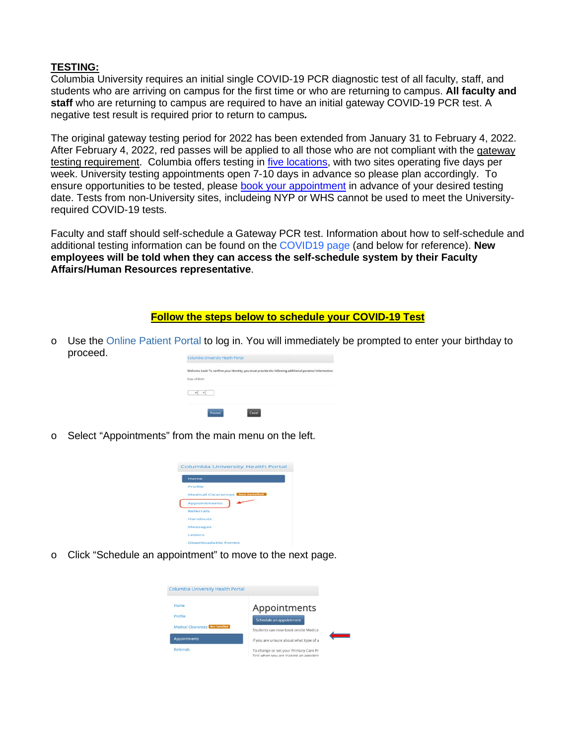**TESTING:**

Columbia University requires an initial single COVID-19 PCR diagnostic test of all faculty, staff, and students who are arriving on campus for the first time or who are returning to campus. **All faculty and staff** who are returning to campus are required to have an initial gateway COVID-19 PCR test. A negative test result is required prior to return to campus***.***

The original gateway testing period for 2022 has been extended from January 31 to February 4, 2022. After February 4, 2022, red passes will be applied to all those who are not compliant with the gateway testing requirement. Columbia offers testing in five locations, with two sites operating five days per week. University testing appointments open 7-10 days in advance so please plan accordingly. To ensure opportunities to be tested, please book your appointment in advance of your desired testing date. Tests from non-University sites, includeing NYP or WHS cannot be used to meet the University-required COVID-19 tests.

Faculty and staff should self-schedule a Gateway PCR test. Information about how to self-schedule and additional testing information can be found on the COVID19 page (and below for reference). **New employees will be told when they can access the self-schedule system by their Faculty Affairs/Human Resources representative**.

**Follow the steps below to schedule your COVID-19 Test**

- Use the Online Patient Portal to log in. You will immediately be prompted to enter your birthday to proceed.
- Select "Appointments" from the main menu on the left.
- Click "Schedule an appointment" to move to the next page.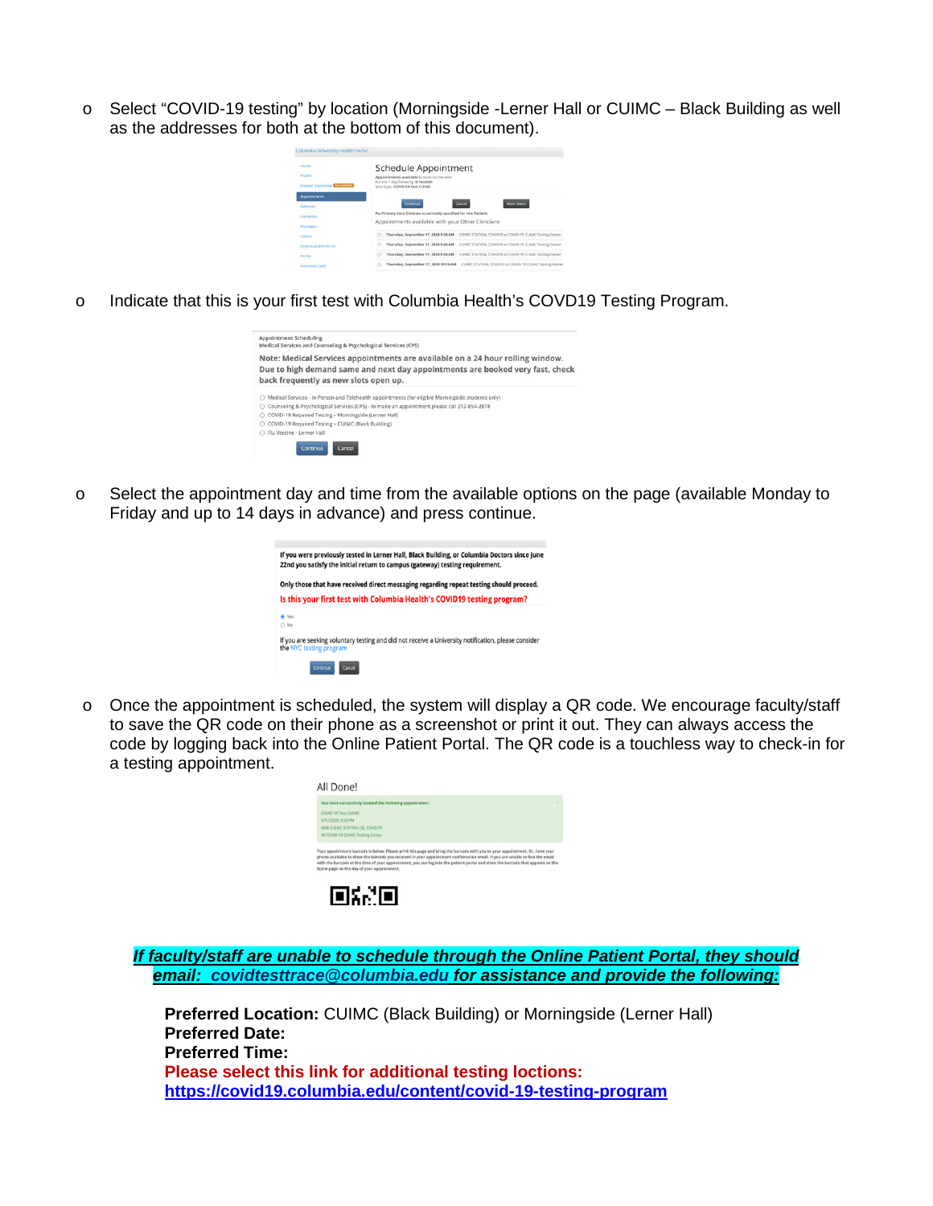- Select "COVID-19 testing" by location (Morningside -Lerner Hall or CUIMC – Black Building as well as the addresses for both at the bottom of this document).

- Indicate that this is your first test with Columbia Health's COVD19 Testing Program.

- Select the appointment day and time from the available options on the page (available Monday to Friday and up to 14 days in advance) and press continue.

- Once the appointment is scheduled, the system will display a QR code. We encourage faculty/staff to save the QR code on their phone as a screenshot or print it out. They can always access the code by logging back into the Online Patient Portal. The QR code is a touchless way to check-in for a testing appointment.

***If faculty/staff are unable to schedule through the Online Patient Portal, they should email: covidtesttrace@columbia.edu for assistance and provide the following:***

**Preferred Location:** CUIMC (Black Building) or Morningside (Lerner Hall)
**Preferred Date:**
**Preferred Time:**
**Please select this link for additional testing loctions:**
**https://covid19.columbia.edu/content/covid-19-testing-program**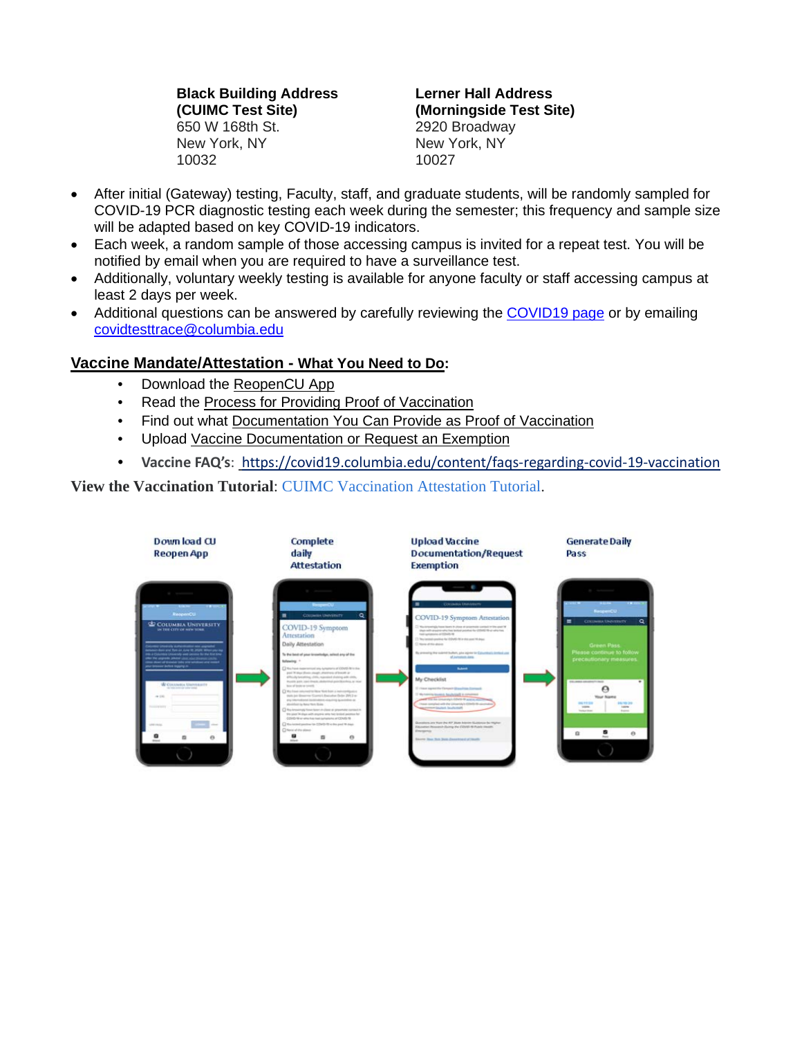| **Black Building Address (CUIMC Test Site)** | **Lerner Hall Address (Morningside Test Site)** |
| --- | --- |
| 650 W 168th St.<br>New York, NY<br>10032 | 2920 Broadway<br>New York, NY<br>10027 |

- After initial (Gateway) testing, Faculty, staff, and graduate students, will be randomly sampled for COVID-19 PCR diagnostic testing each week during the semester; this frequency and sample size will be adapted based on key COVID-19 indicators.
- Each week, a random sample of those accessing campus is invited for a repeat test. You will be notified by email when you are required to have a surveillance test.
- Additionally, voluntary weekly testing is available for anyone faculty or staff accessing campus at least 2 days per week.
- Additional questions can be answered by carefully reviewing the [COVID19 page](#) or by emailing [covidtesttrace@columbia.edu](mailto:covidtesttrace@columbia.edu)

## Vaccine Mandate/Attestation - What You Need to Do:

- Download the ReopenCU App
- Read the Process for Providing Proof of Vaccination
- Find out what Documentation You Can Provide as Proof of Vaccination
- Upload Vaccine Documentation or Request an Exemption
- **Vaccine FAQ's**: https://covid19.columbia.edu/content/faqs-regarding-covid-19-vaccination

**View the Vaccination Tutorial**: CUIMC Vaccination Attestation Tutorial.

Download CU Reopen App → Complete daily Attestation → Upload Vaccine Documentation/Request Exemption → Generate Daily Pass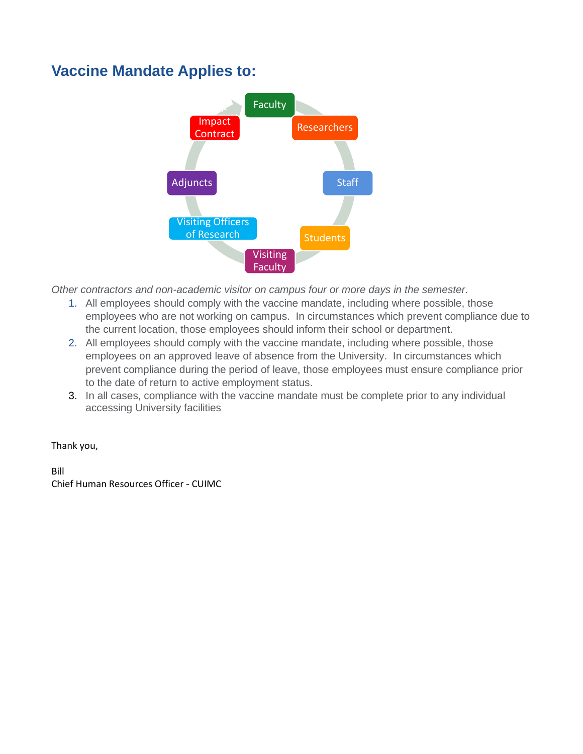## Vaccine Mandate Applies to:

Faculty

Researchers

Staff

Students

Visiting Faculty

Visiting Officers of Research

Adjuncts

Impact Contract

*Other contractors and non-academic visitor on campus four or more days in the semester*.

1. All employees should comply with the vaccine mandate, including where possible, those employees who are not working on campus. In circumstances which prevent compliance due to the current location, those employees should inform their school or department.
2. All employees should comply with the vaccine mandate, including where possible, those employees on an approved leave of absence from the University. In circumstances which prevent compliance during the period of leave, those employees must ensure compliance prior to the date of return to active employment status.
3. In all cases, compliance with the vaccine mandate must be complete prior to any individual accessing University facilities

Thank you,

Bill
Chief Human Resources Officer - CUIMC